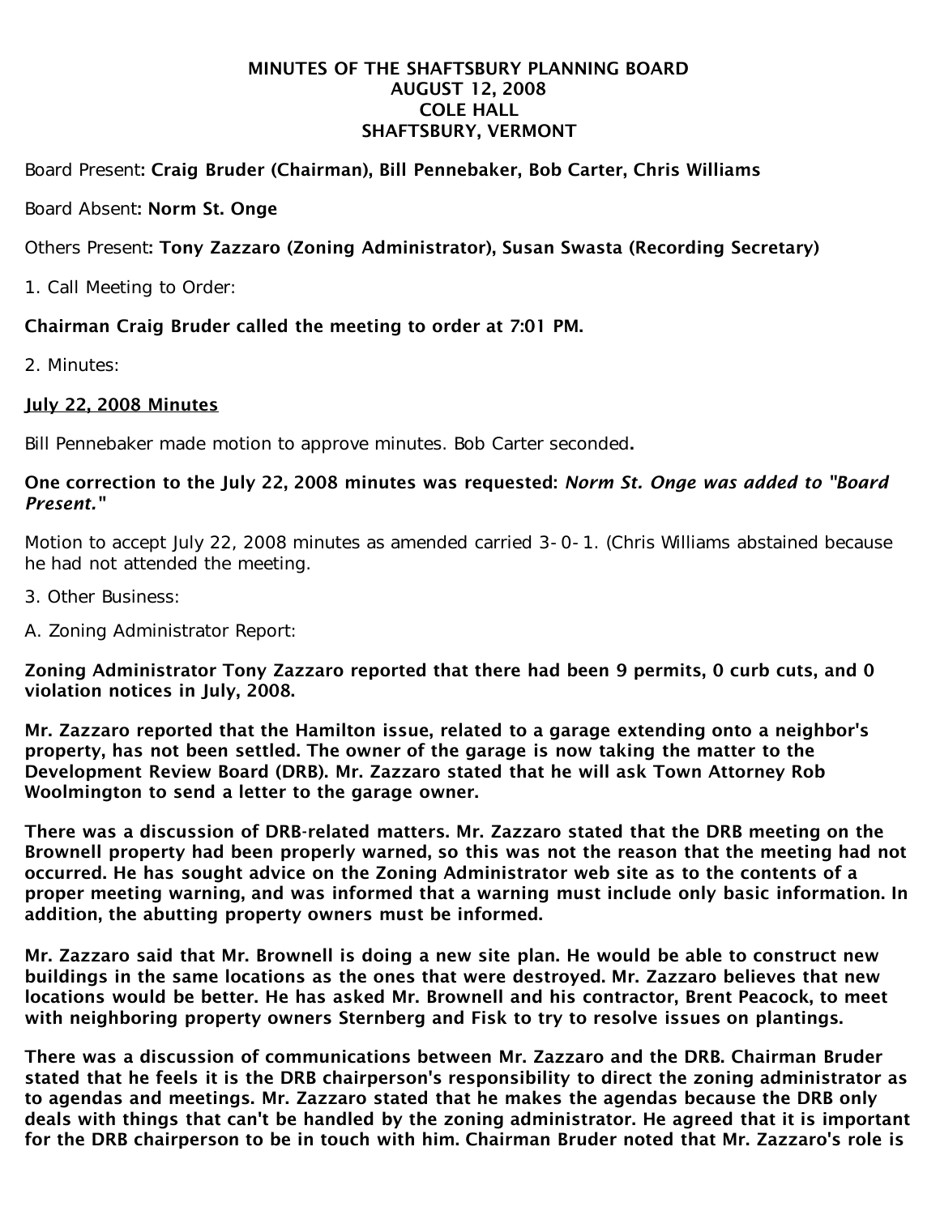**MINUTES OF THE SHAFTSBURY PLANNING BOARD**
**AUGUST 12, 2008**
**COLE HALL**
**SHAFTSBURY, VERMONT**

Board Present**: Craig Bruder (Chairman), Bill Pennebaker, Bob Carter, Chris Williams**

Board Absent**: Norm St. Onge**

Others Present**: Tony Zazzaro (Zoning Administrator), Susan Swasta (Recording Secretary)**

1. Call Meeting to Order:

**Chairman Craig Bruder called the meeting to order at 7:01 PM.**

2. Minutes:

**<u>July 22, 2008 Minutes</u>**

Bill Pennebaker made motion to approve minutes. Bob Carter seconded**.**

**One correction to the July 22, 2008 minutes was requested:** ***Norm St. Onge was added to "Board Present."***

Motion to accept July 22, 2008 minutes as amended carried 3-0-1. (Chris Williams abstained because he had not attended the meeting.

3. Other Business:

A. Zoning Administrator Report:

**Zoning Administrator Tony Zazzaro reported that there had been 9 permits, 0 curb cuts, and 0 violation notices in July, 2008.**

**Mr. Zazzaro reported that the Hamilton issue, related to a garage extending onto a neighbor's property, has not been settled. The owner of the garage is now taking the matter to the Development Review Board (DRB). Mr. Zazzaro stated that he will ask Town Attorney Rob Woolmington to send a letter to the garage owner.**

**There was a discussion of DRB-related matters. Mr. Zazzaro stated that the DRB meeting on the Brownell property had been properly warned, so this was not the reason that the meeting had not occurred. He has sought advice on the Zoning Administrator web site as to the contents of a proper meeting warning, and was informed that a warning must include only basic information. In addition, the abutting property owners must be informed.**

**Mr. Zazzaro said that Mr. Brownell is doing a new site plan. He would be able to construct new buildings in the same locations as the ones that were destroyed. Mr. Zazzaro believes that new locations would be better. He has asked Mr. Brownell and his contractor, Brent Peacock, to meet with neighboring property owners Sternberg and Fisk to try to resolve issues on plantings.**

**There was a discussion of communications between Mr. Zazzaro and the DRB. Chairman Bruder stated that he feels it is the DRB chairperson's responsibility to direct the zoning administrator as to agendas and meetings. Mr. Zazzaro stated that he makes the agendas because the DRB only deals with things that can't be handled by the zoning administrator. He agreed that it is important for the DRB chairperson to be in touch with him. Chairman Bruder noted that Mr. Zazzaro's role is**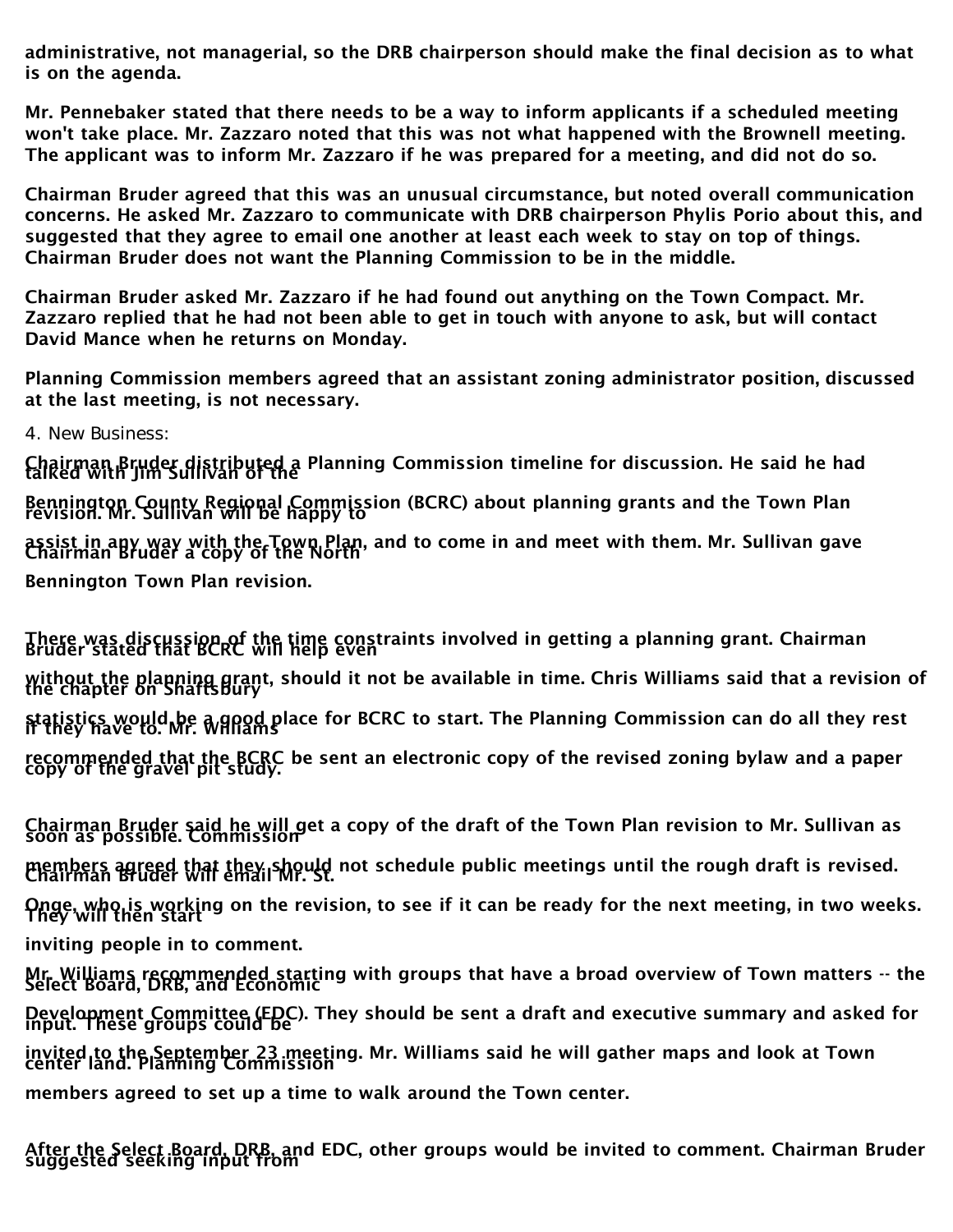**administrative, not managerial, so the DRB chairperson should make the final decision as to what is on the agenda.**

**Mr. Pennebaker stated that there needs to be a way to inform applicants if a scheduled meeting won't take place. Mr. Zazzaro noted that this was not what happened with the Brownell meeting. The applicant was to inform Mr. Zazzaro if he was prepared for a meeting, and did not do so.**

**Chairman Bruder agreed that this was an unusual circumstance, but noted overall communication concerns. He asked Mr. Zazzaro to communicate with DRB chairperson Phylis Porio about this, and suggested that they agree to email one another at least each week to stay on top of things. Chairman Bruder does not want the Planning Commission to be in the middle.**

**Chairman Bruder asked Mr. Zazzaro if he had found out anything on the Town Compact. Mr. Zazzaro replied that he had not been able to get in touch with anyone to ask, but will contact David Mance when he returns on Monday.**

**Planning Commission members agreed that an assistant zoning administrator position, discussed at the last meeting, is not necessary.**

4. New Business:

**Chairman Bruder distributed a Planning Commission timeline for discussion. He said he had talked with Jim Sullivan of the Bennington County Regional Commission (BCRC) about planning grants and the Town Plan revision. Mr. Sullivan will be happy to assist in any way with the Town Plan, and to come in and meet with them. Mr. Sullivan gave Chairman Bruder a copy of the North Bennington Town Plan revision.**

**There was discussion of the time constraints involved in getting a planning grant. Chairman Bruder stated that BCRC will help even without the planning grant, should it not be available in time. Chris Williams said that a revision of the chapter on Shaftsbury statistics would be a good place for BCRC to start. The Planning Commission can do all they rest if they have to. Mr. Williams recommended that the BCRC be sent an electronic copy of the revised zoning bylaw and a paper copy of the gravel pit study.**

**Chairman Bruder said he will get a copy of the draft of the Town Plan revision to Mr. Sullivan as soon as possible. Commission members agreed that they should not schedule public meetings until the rough draft is revised. Chairman Bruder will email Mr. St. Onge, who is working on the revision, to see if it can be ready for the next meeting, in two weeks. They will then start inviting people in to comment.**

**Mr. Williams recommended starting with groups that have a broad overview of Town matters -- the Select Board, DRB, and Economic Development Committee (EDC). They should be sent a draft and executive summary and asked for input. These groups could be invited to the September 23 meeting. Mr. Williams said he will gather maps and look at Town center land. Planning Commission members agreed to set up a time to walk around the Town center.**

**After the Select Board, DRB, and EDC, other groups would be invited to comment. Chairman Bruder suggested seeking input from**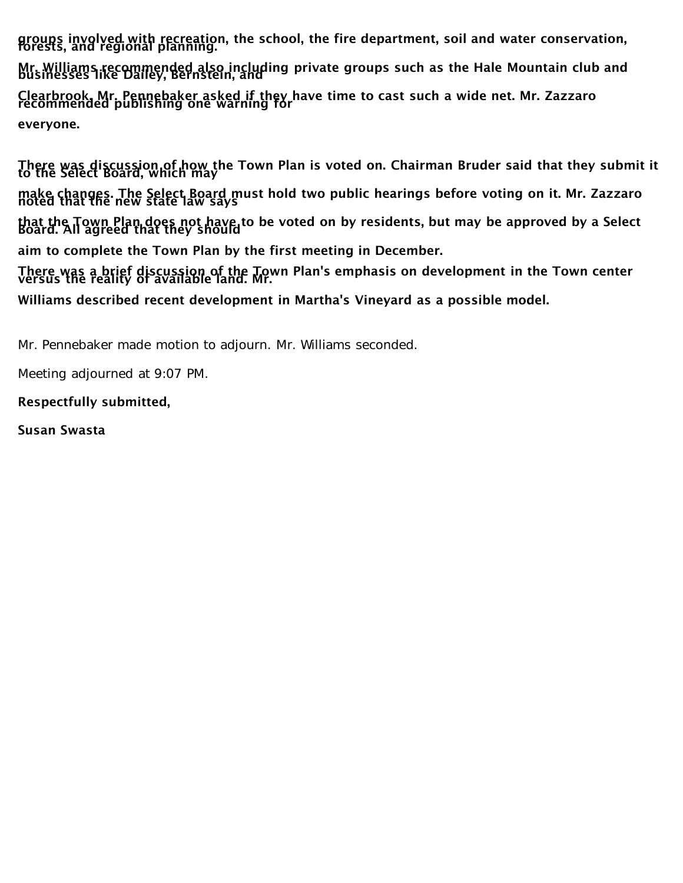**groups involved with recreation, the school, the fire department, soil and water conservation, forests, and regional planning.**

**Mr. Williams recommended also including private groups such as the Hale Mountain club and businesses like Dailey, Bernstein, and Clearbrook. Mr. Pennebaker asked if they have time to cast such a wide net. Mr. Zazzaro recommended publishing one warning for everyone.**

**There was discussion of how the Town Plan is voted on. Chairman Bruder said that they submit it to the Select Board, which may make changes. The Select Board must hold two public hearings before voting on it. Mr. Zazzaro noted that the new state law says that the Town Plan does not have to be voted on by residents, but may be approved by a Select Board. All agreed that they should aim to complete the Town Plan by the first meeting in December.**

**There was a brief discussion of the Town Plan's emphasis on development in the Town center versus the reality of available land. Mr. Williams described recent development in Martha's Vineyard as a possible model.**

Mr. Pennebaker made motion to adjourn. Mr. Williams seconded.

Meeting adjourned at 9:07 PM.

**Respectfully submitted,**

**Susan Swasta**